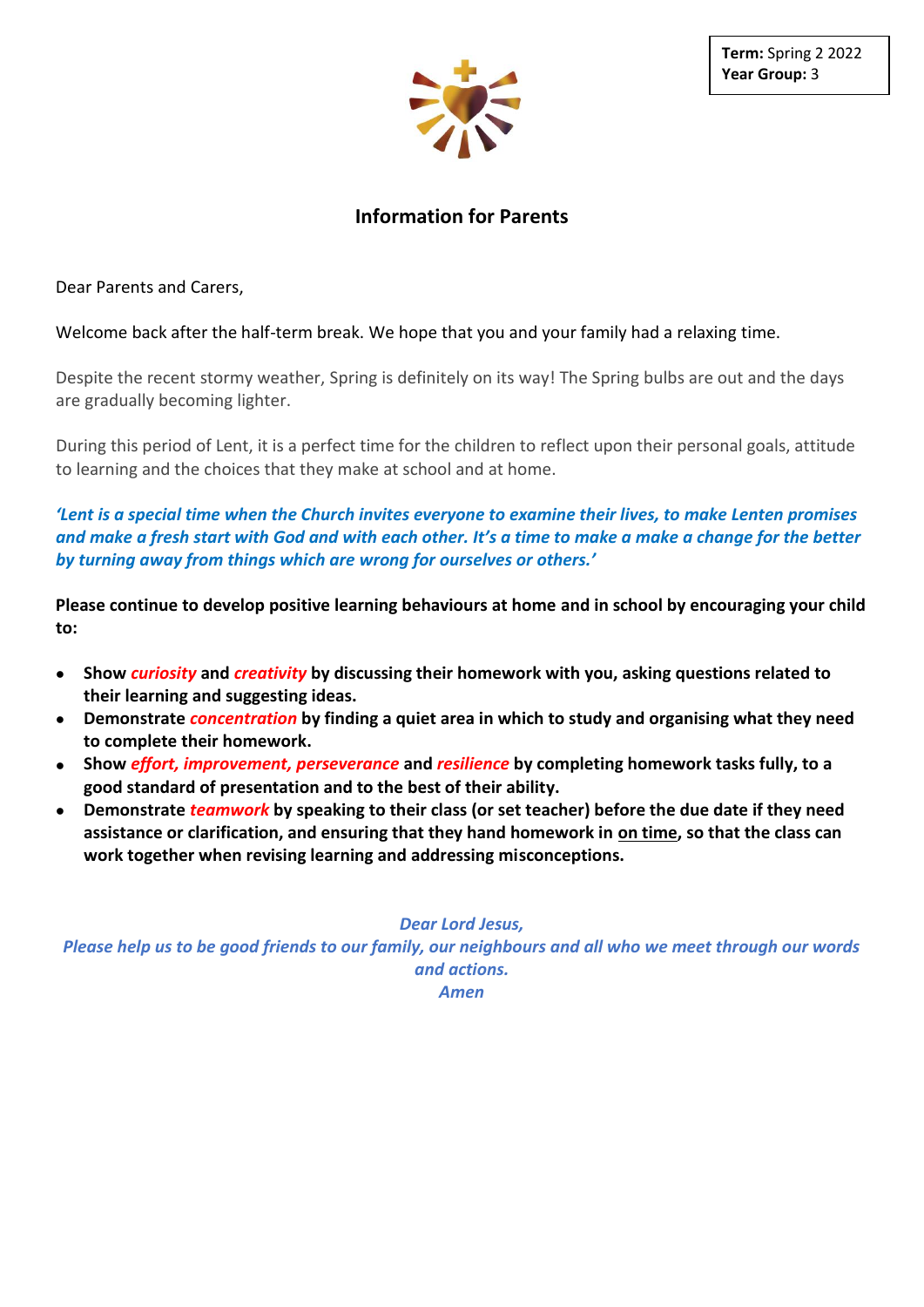**Term:** Spring 2 2022
**Year Group:** 3

# Information for Parents

Dear Parents and Carers,

Welcome back after the half-term break. We hope that you and your family had a relaxing time.

Despite the recent stormy weather, Spring is definitely on its way! The Spring bulbs are out and the days are gradually becoming lighter.

During this period of Lent, it is a perfect time for the children to reflect upon their personal goals, attitude to learning and the choices that they make at school and at home.

***'Lent is a special time when the Church invites everyone to examine their lives, to make Lenten promises and make a fresh start with God and with each other. It's a time to make a make a change for the better by turning away from things which are wrong for ourselves or others.'***

**Please continue to develop positive learning behaviours at home and in school by encouraging your child to:**

- **Show *curiosity* and *creativity* by discussing their homework with you, asking questions related to their learning and suggesting ideas.**
- **Demonstrate *concentration* by finding a quiet area in which to study and organising what they need to complete their homework.**
- **Show *effort, improvement, perseverance* and *resilience* by completing homework tasks fully, to a good standard of presentation and to the best of their ability.**
- **Demonstrate *teamwork* by speaking to their class (or set teacher) before the due date if they need assistance or clarification, and ensuring that they hand homework in on time, so that the class can work together when revising learning and addressing misconceptions.**

***Dear Lord Jesus,***
***Please help us to be good friends to our family, our neighbours and all who we meet through our words and actions.***
***Amen***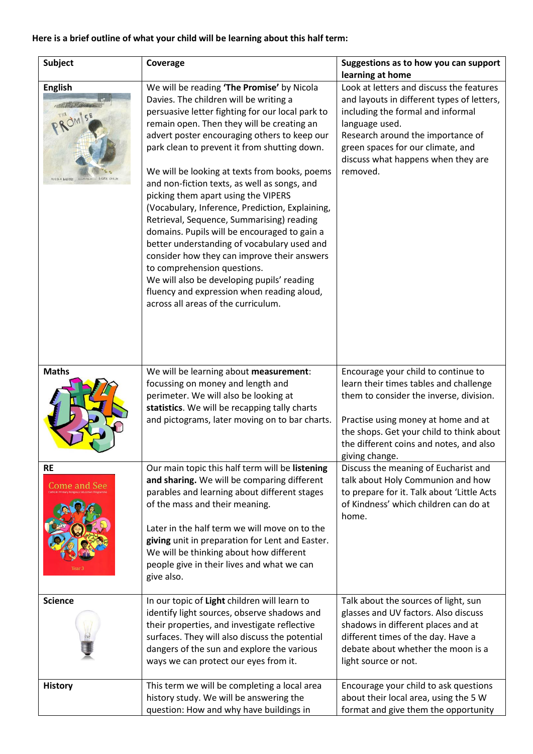**Here is a brief outline of what your child will be learning about this half term:**

| Subject | Coverage | Suggestions as to how you can support learning at home |
|---|---|---|
| **English** | We will be reading **'The Promise'** by Nicola Davies. The children will be writing a persuasive letter fighting for our local park to remain open. Then they will be creating an advert poster encouraging others to keep our park clean to prevent it from shutting down.<br><br>We will be looking at texts from books, poems and non-fiction texts, as well as songs, and picking them apart using the VIPERS (Vocabulary, Inference, Prediction, Explaining, Retrieval, Sequence, Summarising) reading domains. Pupils will be encouraged to gain a better understanding of vocabulary used and consider how they can improve their answers to comprehension questions.<br>We will also be developing pupils' reading fluency and expression when reading aloud, across all areas of the curriculum. | Look at letters and discuss the features and layouts in different types of letters, including the formal and informal language used.<br>Research around the importance of green spaces for our climate, and discuss what happens when they are removed. |
| **Maths** | We will be learning about **measurement**: focussing on money and length and perimeter. We will also be looking at **statistics**. We will be recapping tally charts and pictograms, later moving on to bar charts. | Encourage your child to continue to learn their times tables and challenge them to consider the inverse, division.<br><br>Practise using money at home and at the shops. Get your child to think about the different coins and notes, and also giving change. |
| **RE** | Our main topic this half term will be **listening and sharing.** We will be comparing different parables and learning about different stages of the mass and their meaning.<br><br>Later in the half term we will move on to the **giving** unit in preparation for Lent and Easter. We will be thinking about how different people give in their lives and what we can give also. | Discuss the meaning of Eucharist and talk about Holy Communion and how to prepare for it. Talk about 'Little Acts of Kindness' which children can do at home. |
| **Science** | In our topic of **Light** children will learn to identify light sources, observe shadows and their properties, and investigate reflective surfaces. They will also discuss the potential dangers of the sun and explore the various ways we can protect our eyes from it. | Talk about the sources of light, sun glasses and UV factors. Also discuss shadows in different places and at different times of the day. Have a debate about whether the moon is a light source or not. |
| **History** | This term we will be completing a local area history study. We will be answering the question: How and why have buildings in | Encourage your child to ask questions about their local area, using the 5 W format and give them the opportunity |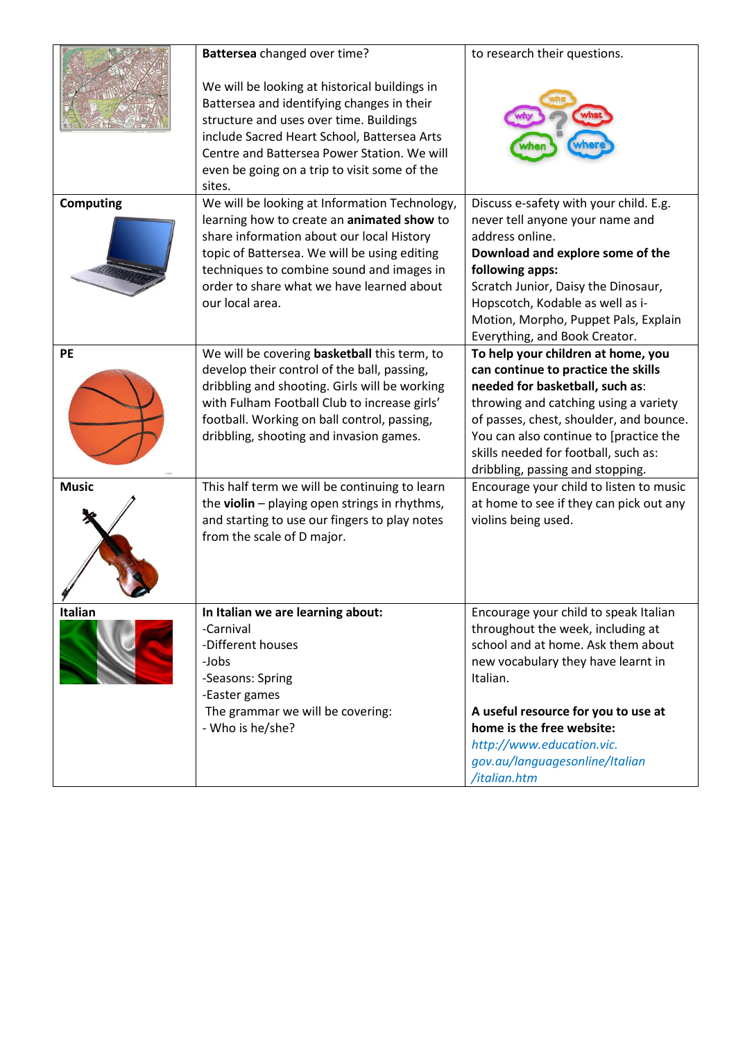| | | |
|---|---|---|
| | **Battersea** changed over time?<br><br>We will be looking at historical buildings in Battersea and identifying changes in their structure and uses over time. Buildings include Sacred Heart School, Battersea Arts Centre and Battersea Power Station. We will even be going on a trip to visit some of the sites. | to research their questions. |
| **Computing** | We will be looking at Information Technology, learning how to create an **animated show** to share information about our local History topic of Battersea. We will be using editing techniques to combine sound and images in order to share what we have learned about our local area. | Discuss e-safety with your child. E.g. never tell anyone your name and address online.<br>**Download and explore some of the following apps:**<br>Scratch Junior, Daisy the Dinosaur, Hopscotch, Kodable as well as i-Motion, Morpho, Puppet Pals, Explain Everything, and Book Creator. |
| **PE** | We will be covering **basketball** this term, to develop their control of the ball, passing, dribbling and shooting. Girls will be working with Fulham Football Club to increase girls' football. Working on ball control, passing, dribbling, shooting and invasion games. | **To help your children at home, you can continue to practice the skills needed for basketball, such as**: throwing and catching using a variety of passes, chest, shoulder, and bounce. You can also continue to [practice the skills needed for football, such as: dribbling, passing and stopping. |
| **Music** | This half term we will be continuing to learn the **violin** – playing open strings in rhythms, and starting to use our fingers to play notes from the scale of D major. | Encourage your child to listen to music at home to see if they can pick out any violins being used. |
| **Italian** | **In Italian we are learning about:**<br>-Carnival<br>-Different houses<br>-Jobs<br>-Seasons: Spring<br>-Easter games<br>The grammar we will be covering:<br>- Who is he/she? | Encourage your child to speak Italian throughout the week, including at school and at home. Ask them about new vocabulary they have learnt in Italian.<br><br>**A useful resource for you to use at home is the free website:**<br>*http://www.education.vic.gov.au/languagesonline/Italian/italian.htm* |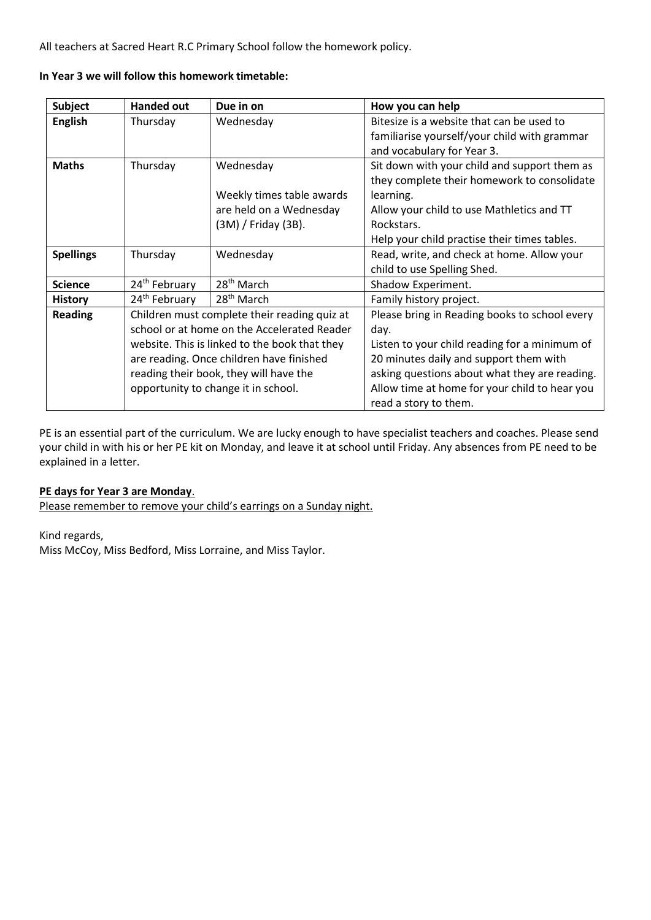All teachers at Sacred Heart R.C Primary School follow the homework policy.

**In Year 3 we will follow this homework timetable:**

| Subject | Handed out | Due in on | How you can help |
|---|---|---|---|
| **English** | Thursday | Wednesday | Bitesize is a website that can be used to familiarise yourself/your child with grammar and vocabulary for Year 3. |
| **Maths** | Thursday | Wednesday<br><br>Weekly times table awards are held on a Wednesday (3M) / Friday (3B). | Sit down with your child and support them as they complete their homework to consolidate learning.<br>Allow your child to use Mathletics and TT Rockstars.<br>Help your child practise their times tables. |
| **Spellings** | Thursday | Wednesday | Read, write, and check at home. Allow your child to use Spelling Shed. |
| **Science** | 24th February | 28th March | Shadow Experiment. |
| **History** | 24th February | 28th March | Family history project. |
| **Reading** | Children must complete their reading quiz at school or at home on the Accelerated Reader website. This is linked to the book that they are reading. Once children have finished reading their book, they will have the opportunity to change it in school. | | Please bring in Reading books to school every day.<br>Listen to your child reading for a minimum of 20 minutes daily and support them with asking questions about what they are reading.<br>Allow time at home for your child to hear you read a story to them. |

PE is an essential part of the curriculum. We are lucky enough to have specialist teachers and coaches. Please send your child in with his or her PE kit on Monday, and leave it at school until Friday. Any absences from PE need to be explained in a letter.

**PE days for Year 3 are Monday**.
Please remember to remove your child's earrings on a Sunday night.

Kind regards,
Miss McCoy, Miss Bedford, Miss Lorraine, and Miss Taylor.